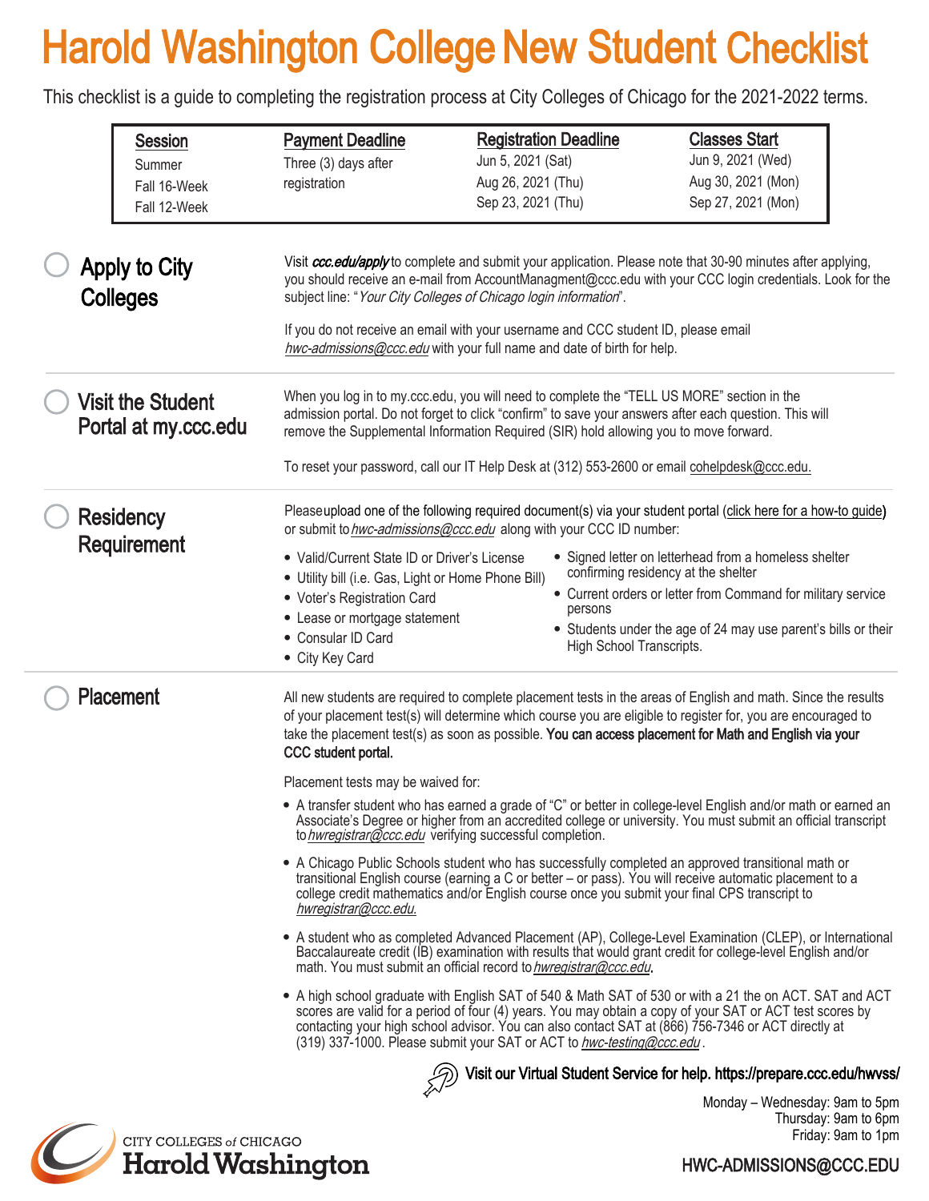# Harold Washington College New Student Checklist

This checklist is a guide to completing the registration process at City Colleges of Chicago for the 2021-2022 terms.

| Session | Payment Deadline | Registration Deadline | Classes Start |
|---|---|---|---|
| Summer | Three (3) days after registration | Jun 5, 2021 (Sat) | Jun 9, 2021 (Wed) |
| Fall 16-Week | | Aug 26, 2021 (Thu) | Aug 30, 2021 (Mon) |
| Fall 12-Week | | Sep 23, 2021 (Thu) | Sep 27, 2021 (Mon) |

## Apply to City Colleges

Visit ***ccc.edu/apply*** to complete and submit your application. Please note that 30-90 minutes after applying, you should receive an e-mail from AccountManagment@ccc.edu with your CCC login credentials. Look for the subject line: "*Your City Colleges of Chicago login information*".

If you do not receive an email with your username and CCC student ID, please email *hwc-admissions@ccc.edu* with your full name and date of birth for help.

## Visit the Student Portal at my.ccc.edu

When you log in to my.ccc.edu, you will need to complete the "TELL US MORE" section in the admission portal. Do not forget to click "confirm" to save your answers after each question. This will remove the Supplemental Information Required (SIR) hold allowing you to move forward.

To reset your password, call our IT Help Desk at (312) 553-2600 or email cohelpdesk@ccc.edu.

## Residency Requirement

Please upload one of the following required document(s) via your student portal (click here for a how-to guide) or submit to *hwc-admissions@ccc.edu* along with your CCC ID number:

- Valid/Current State ID or Driver's License
- Utility bill (i.e. Gas, Light or Home Phone Bill)
- Voter's Registration Card
- Lease or mortgage statement
- Consular ID Card
- City Key Card
- Signed letter on letterhead from a homeless shelter confirming residency at the shelter
- Current orders or letter from Command for military service persons
- Students under the age of 24 may use parent's bills or their High School Transcripts.

## Placement

All new students are required to complete placement tests in the areas of English and math. Since the results of your placement test(s) will determine which course you are eligible to register for, you are encouraged to take the placement test(s) as soon as possible. **You can access placement for Math and English via your CCC student portal.**

Placement tests may be waived for:

- A transfer student who has earned a grade of "C" or better in college-level English and/or math or earned an Associate's Degree or higher from an accredited college or university. You must submit an official transcript to *hwregistrar@ccc.edu* verifying successful completion.
- A Chicago Public Schools student who has successfully completed an approved transitional math or transitional English course (earning a C or better – or pass). You will receive automatic placement to a college credit mathematics and/or English course once you submit your final CPS transcript to *hwregistrar@ccc.edu.*
- A student who as completed Advanced Placement (AP), College-Level Examination (CLEP), or International Baccalaureate credit (IB) examination with results that would grant credit for college-level English and/or math. You must submit an official record to *hwregistrar@ccc.edu*.
- A high school graduate with English SAT of 540 & Math SAT of 530 or with a 21 the on ACT. SAT and ACT scores are valid for a period of four (4) years. You may obtain a copy of your SAT or ACT test scores by contacting your high school advisor. You can also contact SAT at (866) 756-7346 or ACT directly at (319) 337-1000. Please submit your SAT or ACT to *hwc-testing@ccc.edu* .

**Visit our Virtual Student Service for help. https://prepare.ccc.edu/hwvss/**

Monday – Wednesday: 9am to 5pm
Thursday: 9am to 6pm
Friday: 9am to 1pm

CITY COLLEGES of CHICAGO
Harold Washington

HWC-ADMISSIONS@CCC.EDU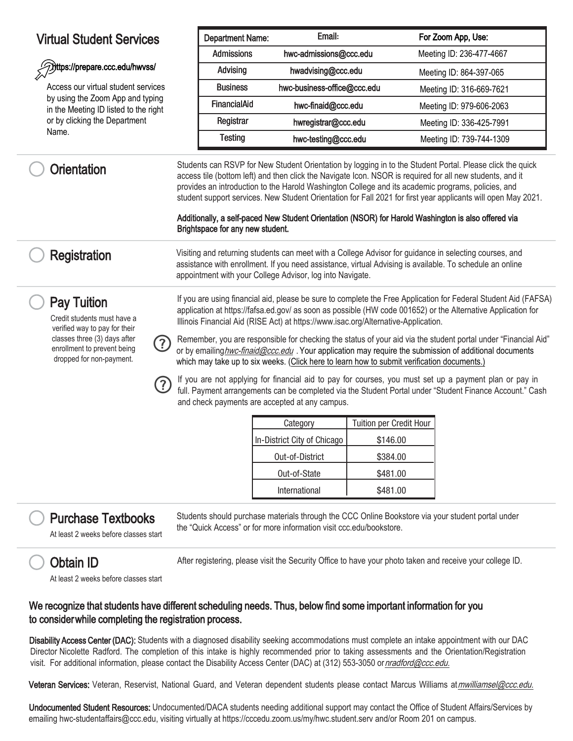## Virtual Student Services

https://prepare.ccc.edu/hwvss/

Access our virtual student services by using the Zoom App and typing in the Meeting ID listed to the right or by clicking the Department Name.

| Department Name: | Email: | For Zoom App, Use: |
| --- | --- | --- |
| Admissions | hwc-admissions@ccc.edu | Meeting ID: 236-477-4667 |
| Advising | hwadvising@ccc.edu | Meeting ID: 864-397-065 |
| Business | hwc-business-office@ccc.edu | Meeting ID: 316-669-7621 |
| FinancialAid | hwc-finaid@ccc.edu | Meeting ID: 979-606-2063 |
| Registrar | hwregistrar@ccc.edu | Meeting ID: 336-425-7991 |
| Testing | hwc-testing@ccc.edu | Meeting ID: 739-744-1309 |

## Orientation

Students can RSVP for New Student Orientation by logging in to the Student Portal. Please click the quick access tile (bottom left) and then click the Navigate Icon. NSOR is required for all new students, and it provides an introduction to the Harold Washington College and its academic programs, policies, and student support services. New Student Orientation for Fall 2021 for first year applicants will open May 2021.

**Additionally, a self-paced New Student Orientation (NSOR) for Harold Washington is also offered via Brightspace for any new student.**

## Registration

Visiting and returning students can meet with a College Advisor for guidance in selecting courses, and assistance with enrollment. If you need assistance, virtual Advising is available. To schedule an online appointment with your College Advisor, log into Navigate.

## Pay Tuition

Credit students must have a verified way to pay for their classes three (3) days after enrollment to prevent being dropped for non-payment.

If you are using financial aid, please be sure to complete the Free Application for Federal Student Aid (FAFSA) application at https://fafsa.ed.gov/ as soon as possible (HW code 001652) or the Alternative Application for Illinois Financial Aid (RISE Act) at https://www.isac.org/Alternative-Application.

Remember, you are responsible for checking the status of your aid via the student portal under "Financial Aid" or by emailing *hwc-finaid@ccc.edu* . Your application may require the submission of additional documents which may take up to six weeks. (Click here to learn how to submit verification documents.)

If you are not applying for financial aid to pay for courses, you must set up a payment plan or pay in full. Payment arrangements can be completed via the Student Portal under "Student Finance Account." Cash and check payments are accepted at any campus.

| Category | Tuition per Credit Hour |
| --- | --- |
| In-District City of Chicago | $146.00 |
| Out-of-District | $384.00 |
| Out-of-State | $481.00 |
| International | $481.00 |

## Purchase Textbooks

At least 2 weeks before classes start

Students should purchase materials through the CCC Online Bookstore via your student portal under the "Quick Access" or for more information visit ccc.edu/bookstore.

## Obtain ID

At least 2 weeks before classes start

After registering, please visit the Security Office to have your photo taken and receive your college ID.

### We recognize that students have different scheduling needs. Thus, below find some important information for you to consider while completing the registration process.

**Disability Access Center (DAC):** Students with a diagnosed disability seeking accommodations must complete an intake appointment with our DAC Director Nicolette Radford. The completion of this intake is highly recommended prior to taking assessments and the Orientation/Registration visit. For additional information, please contact the Disability Access Center (DAC) at (312) 553-3050 or *nradford@ccc.edu.*

**Veteran Services:** Veteran, Reservist, National Guard, and Veteran dependent students please contact Marcus Williams at *mwilliamsel@ccc.edu.*

**Undocumented Student Resources:** Undocumented/DACA students needing additional support may contact the Office of Student Affairs/Services by emailing hwc-studentaffairs@ccc.edu, visiting virtually at https://cccedu.zoom.us/my/hwc.student.serv and/or Room 201 on campus.